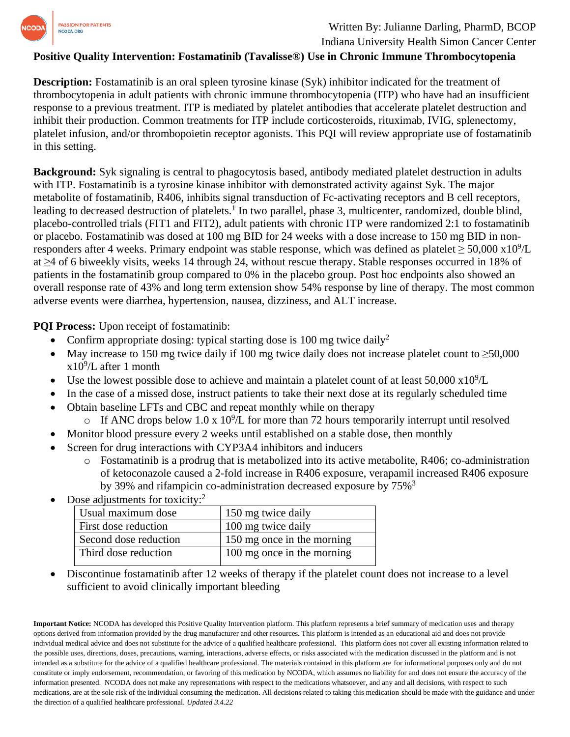Written By: Julianne Darling, PharmD, BCOP
Indiana University Health Simon Cancer Center

**Positive Quality Intervention: Fostamatinib (Tavalisse®) Use in Chronic Immune Thrombocytopenia**

**Description:** Fostamatinib is an oral spleen tyrosine kinase (Syk) inhibitor indicated for the treatment of thrombocytopenia in adult patients with chronic immune thrombocytopenia (ITP) who have had an insufficient response to a previous treatment. ITP is mediated by platelet antibodies that accelerate platelet destruction and inhibit their production. Common treatments for ITP include corticosteroids, rituximab, IVIG, splenectomy, platelet infusion, and/or thrombopoietin receptor agonists. This PQI will review appropriate use of fostamatinib in this setting.

**Background:** Syk signaling is central to phagocytosis based, antibody mediated platelet destruction in adults with ITP. Fostamatinib is a tyrosine kinase inhibitor with demonstrated activity against Syk. The major metabolite of fostamatinib, R406, inhibits signal transduction of Fc-activating receptors and B cell receptors, leading to decreased destruction of platelets.[1] In two parallel, phase 3, multicenter, randomized, double blind, placebo-controlled trials (FIT1 and FIT2), adult patients with chronic ITP were randomized 2:1 to fostamatinib or placebo. Fostamatinib was dosed at 100 mg BID for 24 weeks with a dose increase to 150 mg BID in non-responders after 4 weeks. Primary endpoint was stable response, which was defined as platelet ≥ 50,000 $x10^9$/L at ≥4 of 6 biweekly visits, weeks 14 through 24, without rescue therapy. Stable responses occurred in 18% of patients in the fostamatinib group compared to 0% in the placebo group. Post hoc endpoints also showed an overall response rate of 43% and long term extension show 54% response by line of therapy. The most common adverse events were diarrhea, hypertension, nausea, dizziness, and ALT increase.

**PQI Process:** Upon receipt of fostamatinib:

- Confirm appropriate dosing: typical starting dose is 100 mg twice daily[2]
- May increase to 150 mg twice daily if 100 mg twice daily does not increase platelet count to ≥50,000 $x10^9$/L after 1 month
- Use the lowest possible dose to achieve and maintain a platelet count of at least 50,000 $x10^9$/L
- In the case of a missed dose, instruct patients to take their next dose at its regularly scheduled time
- Obtain baseline LFTs and CBC and repeat monthly while on therapy
    - If ANC drops below 1.0 x $10^9$/L for more than 72 hours temporarily interrupt until resolved
- Monitor blood pressure every 2 weeks until established on a stable dose, then monthly
- Screen for drug interactions with CYP3A4 inhibitors and inducers
    - Fostamatinib is a prodrug that is metabolized into its active metabolite, R406; co-administration of ketoconazole caused a 2-fold increase in R406 exposure, verapamil increased R406 exposure by 39% and rifampicin co-administration decreased exposure by 75%[3]
- Dose adjustments for toxicity:[2]

| Usual maximum dose | 150 mg twice daily |
|---|---|
| First dose reduction | 100 mg twice daily |
| Second dose reduction | 150 mg once in the morning |
| Third dose reduction | 100 mg once in the morning |

- Discontinue fostamatinib after 12 weeks of therapy if the platelet count does not increase to a level sufficient to avoid clinically important bleeding

**Important Notice:** NCODA has developed this Positive Quality Intervention platform. This platform represents a brief summary of medication uses and therapy options derived from information provided by the drug manufacturer and other resources. This platform is intended as an educational aid and does not provide individual medical advice and does not substitute for the advice of a qualified healthcare professional. This platform does not cover all existing information related to the possible uses, directions, doses, precautions, warning, interactions, adverse effects, or risks associated with the medication discussed in the platform and is not intended as a substitute for the advice of a qualified healthcare professional. The materials contained in this platform are for informational purposes only and do not constitute or imply endorsement, recommendation, or favoring of this medication by NCODA, which assumes no liability for and does not ensure the accuracy of the information presented. NCODA does not make any representations with respect to the medications whatsoever, and any and all decisions, with respect to such medications, are at the sole risk of the individual consuming the medication. All decisions related to taking this medication should be made with the guidance and under the direction of a qualified healthcare professional. *Updated 3.4.22*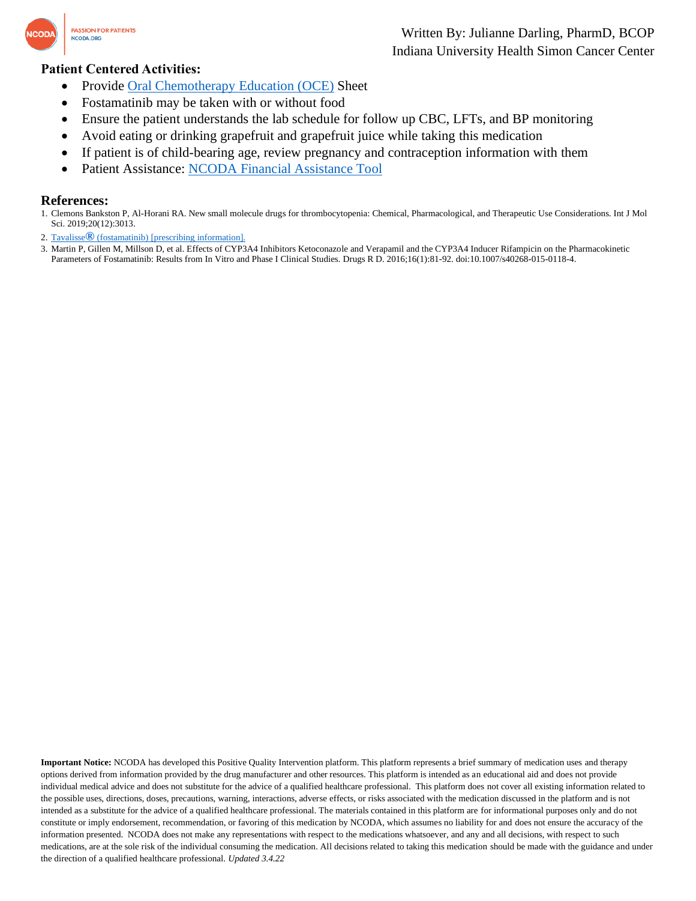Written By: Julianne Darling, PharmD, BCOP
Indiana University Health Simon Cancer Center

**Patient Centered Activities:**

- Provide Oral Chemotherapy Education (OCE) Sheet
- Fostamatinib may be taken with or without food
- Ensure the patient understands the lab schedule for follow up CBC, LFTs, and BP monitoring
- Avoid eating or drinking grapefruit and grapefruit juice while taking this medication
- If patient is of child-bearing age, review pregnancy and contraception information with them
- Patient Assistance: NCODA Financial Assistance Tool

**References:**

1. Clemons Bankston P, Al-Horani RA. New small molecule drugs for thrombocytopenia: Chemical, Pharmacological, and Therapeutic Use Considerations. Int J Mol Sci. 2019;20(12):3013.
2. Tavalisse® (fostamatinib) [prescribing information].
3. Martin P, Gillen M, Millson D, et al. Effects of CYP3A4 Inhibitors Ketoconazole and Verapamil and the CYP3A4 Inducer Rifampicin on the Pharmacokinetic Parameters of Fostamatinib: Results from In Vitro and Phase I Clinical Studies. Drugs R D. 2016;16(1):81-92. doi:10.1007/s40268-015-0118-4.

**Important Notice:** NCODA has developed this Positive Quality Intervention platform. This platform represents a brief summary of medication uses and therapy options derived from information provided by the drug manufacturer and other resources. This platform is intended as an educational aid and does not provide individual medical advice and does not substitute for the advice of a qualified healthcare professional. This platform does not cover all existing information related to the possible uses, directions, doses, precautions, warning, interactions, adverse effects, or risks associated with the medication discussed in the platform and is not intended as a substitute for the advice of a qualified healthcare professional. The materials contained in this platform are for informational purposes only and do not constitute or imply endorsement, recommendation, or favoring of this medication by NCODA, which assumes no liability for and does not ensure the accuracy of the information presented. NCODA does not make any representations with respect to the medications whatsoever, and any and all decisions, with respect to such medications, are at the sole risk of the individual consuming the medication. All decisions related to taking this medication should be made with the guidance and under the direction of a qualified healthcare professional. *Updated 3.4.22*